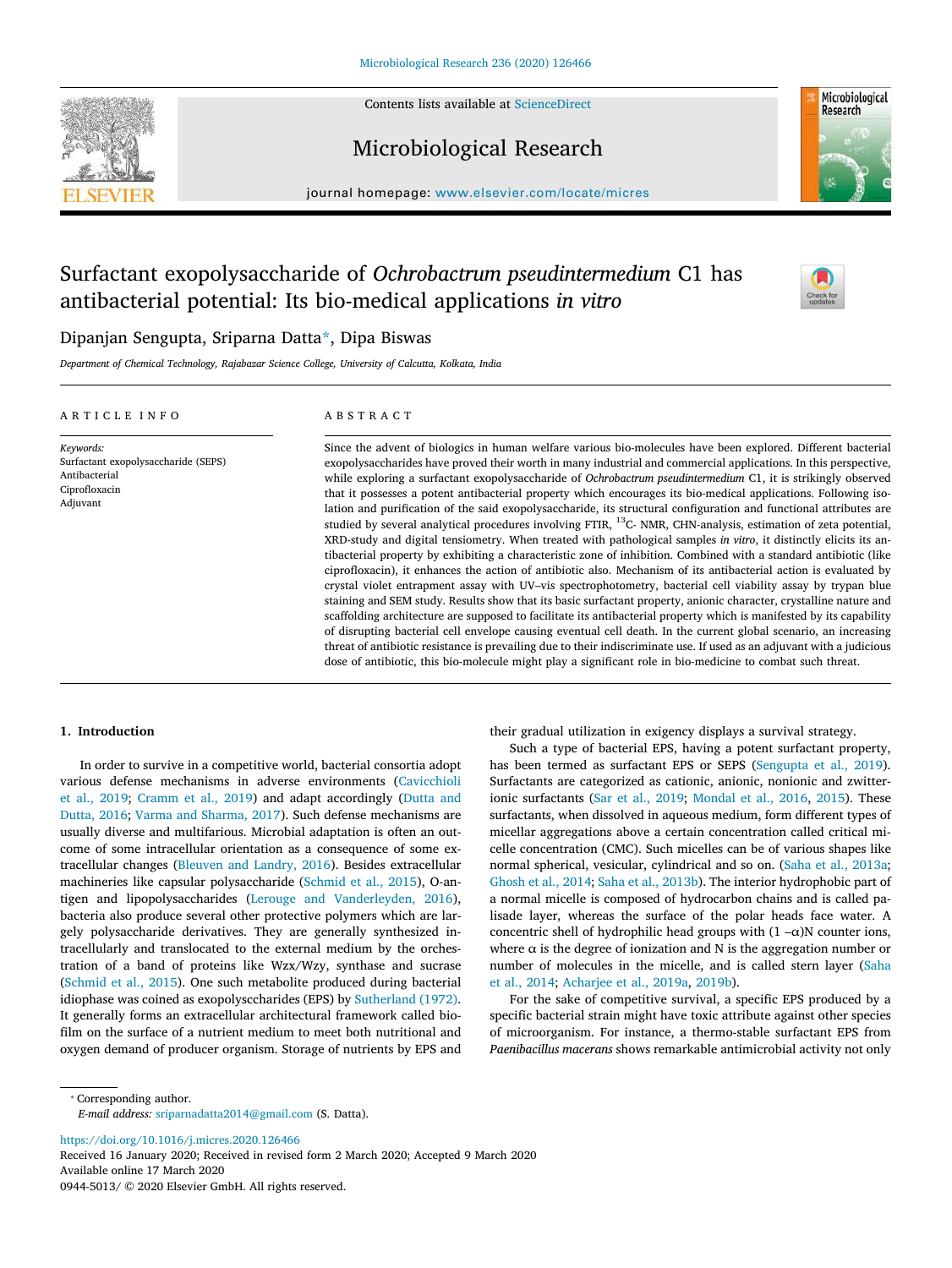# Surfactant exopolysaccharide of *Ochrobactrum pseudintermedium* C1 has antibacterial potential: Its bio-medical applications *in vitro*

Dipanjan Sengupta, Sriparna Datta*, Dipa Biswas

*Department of Chemical Technology, Rajabazar Science College, University of Calcutta, Kolkata, India*

## ARTICLE INFO

*Keywords:*
Surfactant exopolysaccharide (SEPS)
Antibacterial
Ciprofloxacin
Adjuvant

## ABSTRACT

Since the advent of biologics in human welfare various bio-molecules have been explored. Different bacterial exopolysaccharides have proved their worth in many industrial and commercial applications. In this perspective, while exploring a surfactant exopolysaccharide of *Ochrobactrum pseudintermedium* C1, it is strikingly observed that it possesses a potent antibacterial property which encourages its bio-medical applications. Following isolation and purification of the said exopolysaccharide, its structural configuration and functional attributes are studied by several analytical procedures involving FTIR, $^{13}$C- NMR, CHN-analysis, estimation of zeta potential, XRD-study and digital tensiometry. When treated with pathological samples *in vitro*, it distinctly elicits its antibacterial property by exhibiting a characteristic zone of inhibition. Combined with a standard antibiotic (like ciprofloxacin), it enhances the action of antibiotic also. Mechanism of its antibacterial action is evaluated by crystal violet entrapment assay with UV–vis spectrophotometry, bacterial cell viability assay by trypan blue staining and SEM study. Results show that its basic surfactant property, anionic character, crystalline nature and scaffolding architecture are supposed to facilitate its antibacterial property which is manifested by its capability of disrupting bacterial cell envelope causing eventual cell death. In the current global scenario, an increasing threat of antibiotic resistance is prevailing due to their indiscriminate use. If used as an adjuvant with a judicious dose of antibiotic, this bio-molecule might play a significant role in bio-medicine to combat such threat.

## 1. Introduction

In order to survive in a competitive world, bacterial consortia adopt various defense mechanisms in adverse environments (Cavicchioli et al., 2019; Cramm et al., 2019) and adapt accordingly (Dutta and Dutta, 2016; Varma and Sharma, 2017). Such defense mechanisms are usually diverse and multifarious. Microbial adaptation is often an outcome of some intracellular orientation as a consequence of some extracellular changes (Bleuven and Landry, 2016). Besides extracellular machineries like capsular polysaccharide (Schmid et al., 2015), O-antigen and lipopolysaccharides (Lerouge and Vanderleyden, 2016), bacteria also produce several other protective polymers which are largely polysaccharide derivatives. They are generally synthesized intracellularly and translocated to the external medium by the orchestration of a band of proteins like Wzx/Wzy, synthase and sucrase (Schmid et al., 2015). One such metabolite produced during bacterial idiophase was coined as exopolysccharides (EPS) by Sutherland (1972). It generally forms an extracellular architectural framework called biofilm on the surface of a nutrient medium to meet both nutritional and oxygen demand of producer organism. Storage of nutrients by EPS and their gradual utilization in exigency displays a survival strategy.

Such a type of bacterial EPS, having a potent surfactant property, has been termed as surfactant EPS or SEPS (Sengupta et al., 2019). Surfactants are categorized as cationic, anionic, nonionic and zwitterionic surfactants (Sar et al., 2019; Mondal et al., 2016, 2015). These surfactants, when dissolved in aqueous medium, form different types of micellar aggregations above a certain concentration called critical micelle concentration (CMC). Such micelles can be of various shapes like normal spherical, vesicular, cylindrical and so on. (Saha et al., 2013a; Ghosh et al., 2014; Saha et al., 2013b). The interior hydrophobic part of a normal micelle is composed of hydrocarbon chains and is called palisade layer, whereas the surface of the polar heads face water. A concentric shell of hydrophilic head groups with $(1-\alpha)N$ counter ions, where $\alpha$ is the degree of ionization and N is the aggregation number or number of molecules in the micelle, and is called stern layer (Saha et al., 2014; Acharjee et al., 2019a, 2019b).

For the sake of competitive survival, a specific EPS produced by a specific bacterial strain might have toxic attribute against other species of microorganism. For instance, a thermo-stable surfactant EPS from *Paenibacillus macerans* shows remarkable antimicrobial activity not only

---

* Corresponding author.
*E-mail address:* sriparnadatta2014@gmail.com (S. Datta).

https://doi.org/10.1016/j.micres.2020.126466
Received 16 January 2020; Received in revised form 2 March 2020; Accepted 9 March 2020
Available online 17 March 2020
0944-5013/ © 2020 Elsevier GmbH. All rights reserved.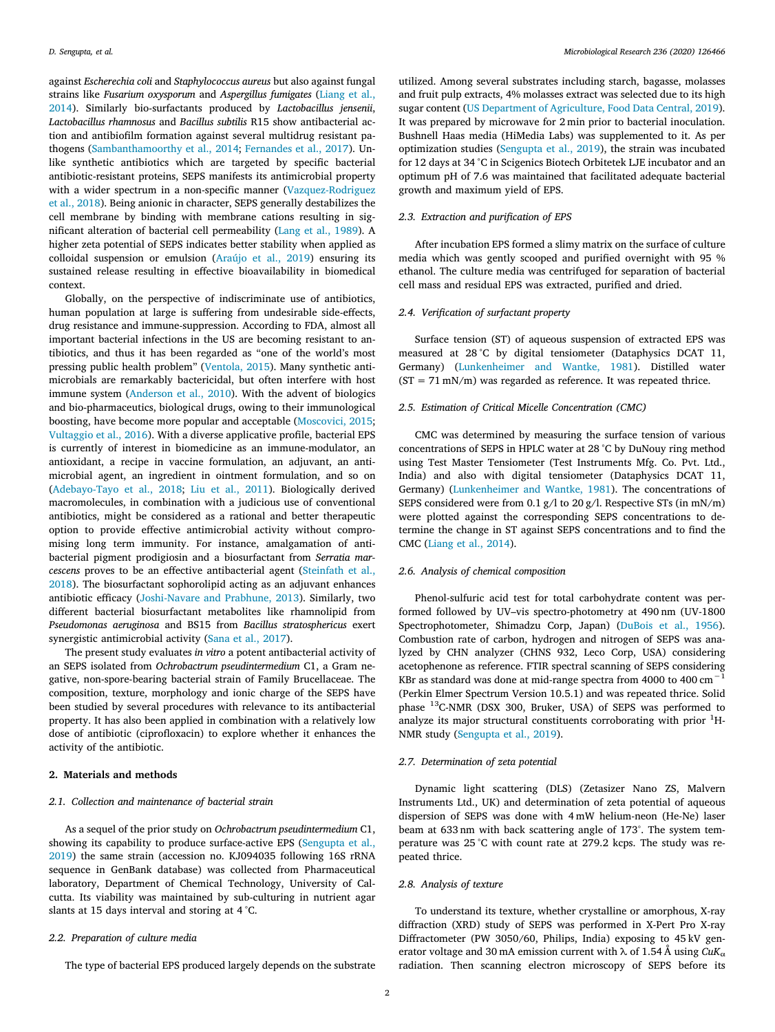against *Escherechia coli* and *Staphylococcus aureus* but also against fungal strains like *Fusarium oxysporum* and *Aspergillus fumigates* (Liang et al., 2014). Similarly bio-surfactants produced by *Lactobacillus jensenii*, *Lactobacillus rhamnosus* and *Bacillus subtilis* R15 show antibacterial action and antibiofilm formation against several multidrug resistant pathogens (Sambanthamoorthy et al., 2014; Fernandes et al., 2017). Unlike synthetic antibiotics which are targeted by specific bacterial antibiotic-resistant proteins, SEPS manifests its antimicrobial property with a wider spectrum in a non-specific manner (Vazquez-Rodriguez et al., 2018). Being anionic in character, SEPS generally destabilizes the cell membrane by binding with membrane cations resulting in significant alteration of bacterial cell permeability (Lang et al., 1989). A higher zeta potential of SEPS indicates better stability when applied as colloidal suspension or emulsion (Araújo et al., 2019) ensuring its sustained release resulting in effective bioavailability in biomedical context.

Globally, on the perspective of indiscriminate use of antibiotics, human population at large is suffering from undesirable side-effects, drug resistance and immune-suppression. According to FDA, almost all important bacterial infections in the US are becoming resistant to antibiotics, and thus it has been regarded as “one of the world's most pressing public health problem” (Ventola, 2015). Many synthetic antimicrobials are remarkably bactericidal, but often interfere with host immune system (Anderson et al., 2010). With the advent of biologics and bio-pharmaceutics, biological drugs, owing to their immunological boosting, have become more popular and acceptable (Moscovici, 2015; Vultaggio et al., 2016). With a diverse applicative profile, bacterial EPS is currently of interest in biomedicine as an immune-modulator, an antioxidant, a recipe in vaccine formulation, an adjuvant, an antimicrobial agent, an ingredient in ointment formulation, and so on (Adebayo-Tayo et al., 2018; Liu et al., 2011). Biologically derived macromolecules, in combination with a judicious use of conventional antibiotics, might be considered as a rational and better therapeutic option to provide effective antimicrobial activity without compromising long term immunity. For instance, amalgamation of antibacterial pigment prodigiosin and a biosurfactant from *Serratia marcescens* proves to be an effective antibacterial agent (Steinfath et al., 2018). The biosurfactant sophorolipid acting as an adjuvant enhances antibiotic efficacy (Joshi-Navare and Prabhune, 2013). Similarly, two different bacterial biosurfactant metabolites like rhamnolipid from *Pseudomonas aeruginosa* and BS15 from *Bacillus stratosphericus* exert synergistic antimicrobial activity (Sana et al., 2017).

The present study evaluates *in vitro* a potent antibacterial activity of an SEPS isolated from *Ochrobactrum pseudintermedium* C1, a Gram negative, non-spore-bearing bacterial strain of Family Brucellaceae. The composition, texture, morphology and ionic charge of the SEPS have been studied by several procedures with relevance to its antibacterial property. It has also been applied in combination with a relatively low dose of antibiotic (ciprofloxacin) to explore whether it enhances the activity of the antibiotic.

## 2. Materials and methods

### 2.1. Collection and maintenance of bacterial strain

As a sequel of the prior study on *Ochrobactrum pseudintermedium* C1, showing its capability to produce surface-active EPS (Sengupta et al., 2019) the same strain (accession no. KJ094035 following 16S rRNA sequence in GenBank database) was collected from Pharmaceutical laboratory, Department of Chemical Technology, University of Calcutta. Its viability was maintained by sub-culturing in nutrient agar slants at 15 days interval and storing at 4 °C.

### 2.2. Preparation of culture media

The type of bacterial EPS produced largely depends on the substrate utilized. Among several substrates including starch, bagasse, molasses and fruit pulp extracts, 4% molasses extract was selected due to its high sugar content (US Department of Agriculture, Food Data Central, 2019). It was prepared by microwave for 2 min prior to bacterial inoculation. Bushnell Haas media (HiMedia Labs) was supplemented to it. As per optimization studies (Sengupta et al., 2019), the strain was incubated for 12 days at 34 °C in Scigenics Biotech Orbitek LJE incubator and an optimum pH of 7.6 was maintained that facilitated adequate bacterial growth and maximum yield of EPS.

### 2.3. Extraction and purification of EPS

After incubation EPS formed a slimy matrix on the surface of culture media which was gently scooped and purified overnight with 95 % ethanol. The culture media was centrifuged for separation of bacterial cell mass and residual EPS was extracted, purified and dried.

### 2.4. Verification of surfactant property

Surface tension (ST) of aqueous suspension of extracted EPS was measured at 28 °C by digital tensiometer (Dataphysics DCAT 11, Germany) (Lunkenheimer and Wantke, 1981). Distilled water (ST = 71 mN/m) was regarded as reference. It was repeated thrice.

### 2.5. Estimation of Critical Micelle Concentration (CMC)

CMC was determined by measuring the surface tension of various concentrations of SEPS in HPLC water at 28 °C by DuNouy ring method using Test Master Tensiometer (Test Instruments Mfg. Co. Pvt. Ltd., India) and also with digital tensiometer (Dataphysics DCAT 11, Germany) (Lunkenheimer and Wantke, 1981). The concentrations of SEPS considered were from 0.1 g/l to 20 g/l. Respective STs (in mN/m) were plotted against the corresponding SEPS concentrations to determine the change in ST against SEPS concentrations and to find the CMC (Liang et al., 2014).

### 2.6. Analysis of chemical composition

Phenol-sulfuric acid test for total carbohydrate content was performed followed by UV–vis spectro-photometry at 490 nm (UV-1800 Spectrophotometer, Shimadzu Corp, Japan) (DuBois et al., 1956). Combustion rate of carbon, hydrogen and nitrogen of SEPS was analyzed by CHN analyzer (CHNS 932, Leco Corp, USA) considering acetophenone as reference. FTIR spectral scanning of SEPS considering KBr as standard was done at mid-range spectra from 4000 to 400 $cm^{-1}$ (Perkin Elmer Spectrum Version 10.5.1) and was repeated thrice. Solid phase $^{13}C$-NMR (DSX 300, Bruker, USA) of SEPS was performed to analyze its major structural constituents corroborating with prior $^{1}H$-NMR study (Sengupta et al., 2019).

### 2.7. Determination of zeta potential

Dynamic light scattering (DLS) (Zetasizer Nano ZS, Malvern Instruments Ltd., UK) and determination of zeta potential of aqueous dispersion of SEPS was done with 4 mW helium-neon (He-Ne) laser beam at 633 nm with back scattering angle of 173°. The system temperature was 25 °C with count rate at 279.2 kcps. The study was repeated thrice.

### 2.8. Analysis of texture

To understand its texture, whether crystalline or amorphous, X-ray diffraction (XRD) study of SEPS was performed in X-Pert Pro X-ray Diffractometer (PW 3050/60, Philips, India) exposing to 45 kV generator voltage and 30 mA emission current with $\lambda$ of 1.54 Å using $CuK_{\alpha}$ radiation. Then scanning electron microscopy of SEPS before its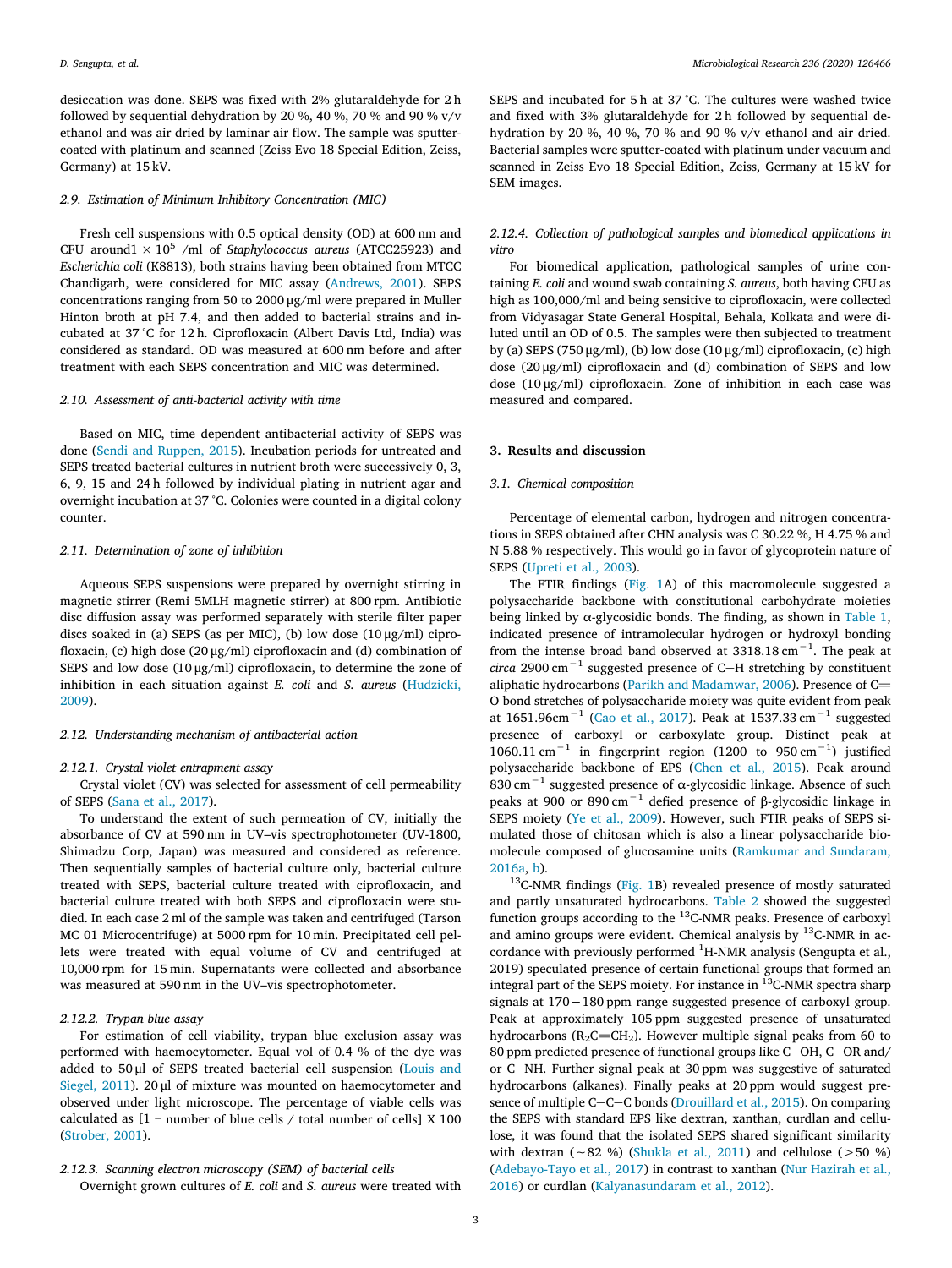desiccation was done. SEPS was fixed with 2% glutaraldehyde for 2 h followed by sequential dehydration by 20 %, 40 %, 70 % and 90 % v/v ethanol and was air dried by laminar air flow. The sample was sputter-coated with platinum and scanned (Zeiss Evo 18 Special Edition, Zeiss, Germany) at 15 kV.

### 2.9. Estimation of Minimum Inhibitory Concentration (MIC)

Fresh cell suspensions with 0.5 optical density (OD) at 600 nm and CFU around $1 \times 10^5$ /ml of *Staphylococcus aureus* (ATCC25923) and *Escherichia coli* (K8813), both strains having been obtained from MTCC Chandigarh, were considered for MIC assay (Andrews, 2001). SEPS concentrations ranging from 50 to 2000 μg/ml were prepared in Muller Hinton broth at pH 7.4, and then added to bacterial strains and incubated at 37 °C for 12 h. Ciprofloxacin (Albert Davis Ltd, India) was considered as standard. OD was measured at 600 nm before and after treatment with each SEPS concentration and MIC was determined.

### 2.10. Assessment of anti-bacterial activity with time

Based on MIC, time dependent antibacterial activity of SEPS was done (Sendi and Ruppen, 2015). Incubation periods for untreated and SEPS treated bacterial cultures in nutrient broth were successively 0, 3, 6, 9, 15 and 24 h followed by individual plating in nutrient agar and overnight incubation at 37 °C. Colonies were counted in a digital colony counter.

### 2.11. Determination of zone of inhibition

Aqueous SEPS suspensions were prepared by overnight stirring in magnetic stirrer (Remi 5MLH magnetic stirrer) at 800 rpm. Antibiotic disc diffusion assay was performed separately with sterile filter paper discs soaked in (a) SEPS (as per MIC), (b) low dose (10 μg/ml) ciprofloxacin, (c) high dose (20 μg/ml) ciprofloxacin and (d) combination of SEPS and low dose (10 μg/ml) ciprofloxacin, to determine the zone of inhibition in each situation against *E. coli* and *S. aureus* (Hudzicki, 2009).

### 2.12. Understanding mechanism of antibacterial action

#### 2.12.1. Crystal violet entrapment assay

Crystal violet (CV) was selected for assessment of cell permeability of SEPS (Sana et al., 2017).

To understand the extent of such permeation of CV, initially the absorbance of CV at 590 nm in UV–vis spectrophotometer (UV-1800, Shimadzu Corp, Japan) was measured and considered as reference. Then sequentially samples of bacterial culture only, bacterial culture treated with SEPS, bacterial culture treated with ciprofloxacin, and bacterial culture treated with both SEPS and ciprofloxacin were studied. In each case 2 ml of the sample was taken and centrifuged (Tarson MC 01 Microcentrifuge) at 5000 rpm for 10 min. Precipitated cell pellets were treated with equal volume of CV and centrifuged at 10,000 rpm for 15 min. Supernatants were collected and absorbance was measured at 590 nm in the UV–vis spectrophotometer.

#### 2.12.2. Trypan blue assay

For estimation of cell viability, trypan blue exclusion assay was performed with haemocytometer. Equal vol of 0.4 % of the dye was added to 50 μl of SEPS treated bacterial cell suspension (Louis and Siegel, 2011). 20 μl of mixture was mounted on haemocytometer and observed under light microscope. The percentage of viable cells was calculated as [1 − number of blue cells / total number of cells] X 100 (Strober, 2001).

#### 2.12.3. Scanning electron microscopy (SEM) of bacterial cells

Overnight grown cultures of *E. coli* and *S. aureus* were treated with SEPS and incubated for 5 h at 37 °C. The cultures were washed twice and fixed with 3% glutaraldehyde for 2 h followed by sequential dehydration by 20 %, 40 %, 70 % and 90 % v/v ethanol and air dried. Bacterial samples were sputter-coated with platinum under vacuum and scanned in Zeiss Evo 18 Special Edition, Zeiss, Germany at 15 kV for SEM images.

#### 2.12.4. Collection of pathological samples and biomedical applications in vitro

For biomedical application, pathological samples of urine containing *E. coli* and wound swab containing *S. aureus*, both having CFU as high as 100,000/ml and being sensitive to ciprofloxacin, were collected from Vidyasagar State General Hospital, Behala, Kolkata and were diluted until an OD of 0.5. The samples were then subjected to treatment by (a) SEPS (750 μg/ml), (b) low dose (10 μg/ml) ciprofloxacin, (c) high dose (20 μg/ml) ciprofloxacin and (d) combination of SEPS and low dose (10 μg/ml) ciprofloxacin. Zone of inhibition in each case was measured and compared.

## 3. Results and discussion

### 3.1. Chemical composition

Percentage of elemental carbon, hydrogen and nitrogen concentrations in SEPS obtained after CHN analysis was C 30.22 %, H 4.75 % and N 5.88 % respectively. This would go in favor of glycoprotein nature of SEPS (Upreti et al., 2003).

The FTIR findings (Fig. 1A) of this macromolecule suggested a polysaccharide backbone with constitutional carbohydrate moieties being linked by α-glycosidic bonds. The finding, as shown in Table 1, indicated presence of intramolecular hydrogen or hydroxyl bonding from the intense broad band observed at 3318.18 $cm^{-1}$. The peak at *circa* 2900 $cm^{-1}$ suggested presence of C—H stretching by constituent aliphatic hydrocarbons (Parikh and Madamwar, 2006). Presence of C=O bond stretches of polysaccharide moiety was quite evident from peak at 1651.96$cm^{-1}$ (Cao et al., 2017). Peak at 1537.33 $cm^{-1}$ suggested presence of carboxyl or carboxylate group. Distinct peak at 1060.11 $cm^{-1}$ in fingerprint region (1200 to 950 $cm^{-1}$) justified polysaccharide backbone of EPS (Chen et al., 2015). Peak around 830 $cm^{-1}$ suggested presence of α-glycosidic linkage. Absence of such peaks at 900 or 890 $cm^{-1}$ defied presence of β-glycosidic linkage in SEPS moiety (Ye et al., 2009). However, such FTIR peaks of SEPS simulated those of chitosan which is also a linear polysaccharide biomolecule composed of glucosamine units (Ramkumar and Sundaram, 2016a, b).

$^{13}$C-NMR findings (Fig. 1B) revealed presence of mostly saturated and partly unsaturated hydrocarbons. Table 2 showed the suggested function groups according to the $^{13}$C-NMR peaks. Presence of carboxyl and amino groups were evident. Chemical analysis by $^{13}$C-NMR in accordance with previously performed $^{1}$H-NMR analysis (Sengupta et al., 2019) speculated presence of certain functional groups that formed an integral part of the SEPS moiety. For instance in $^{13}$C-NMR spectra sharp signals at 170 − 180 ppm range suggested presence of carboxyl group. Peak at approximately 105 ppm suggested presence of unsaturated hydrocarbons ($R_2C{=}CH_2$). However multiple signal peaks from 60 to 80 ppm predicted presence of functional groups like C—OH, C—OR and/or C—NH. Further signal peak at 30 ppm was suggestive of saturated hydrocarbons (alkanes). Finally peaks at 20 ppm would suggest presence of multiple C—C—C bonds (Drouillard et al., 2015). On comparing the SEPS with standard EPS like dextran, xanthan, curdlan and cellulose, it was found that the isolated SEPS shared significant similarity with dextran (~82 %) (Shukla et al., 2011) and cellulose (>50 %) (Adebayo-Tayo et al., 2017) in contrast to xanthan (Nur Hazirah et al., 2016) or curdlan (Kalyanasundaram et al., 2012).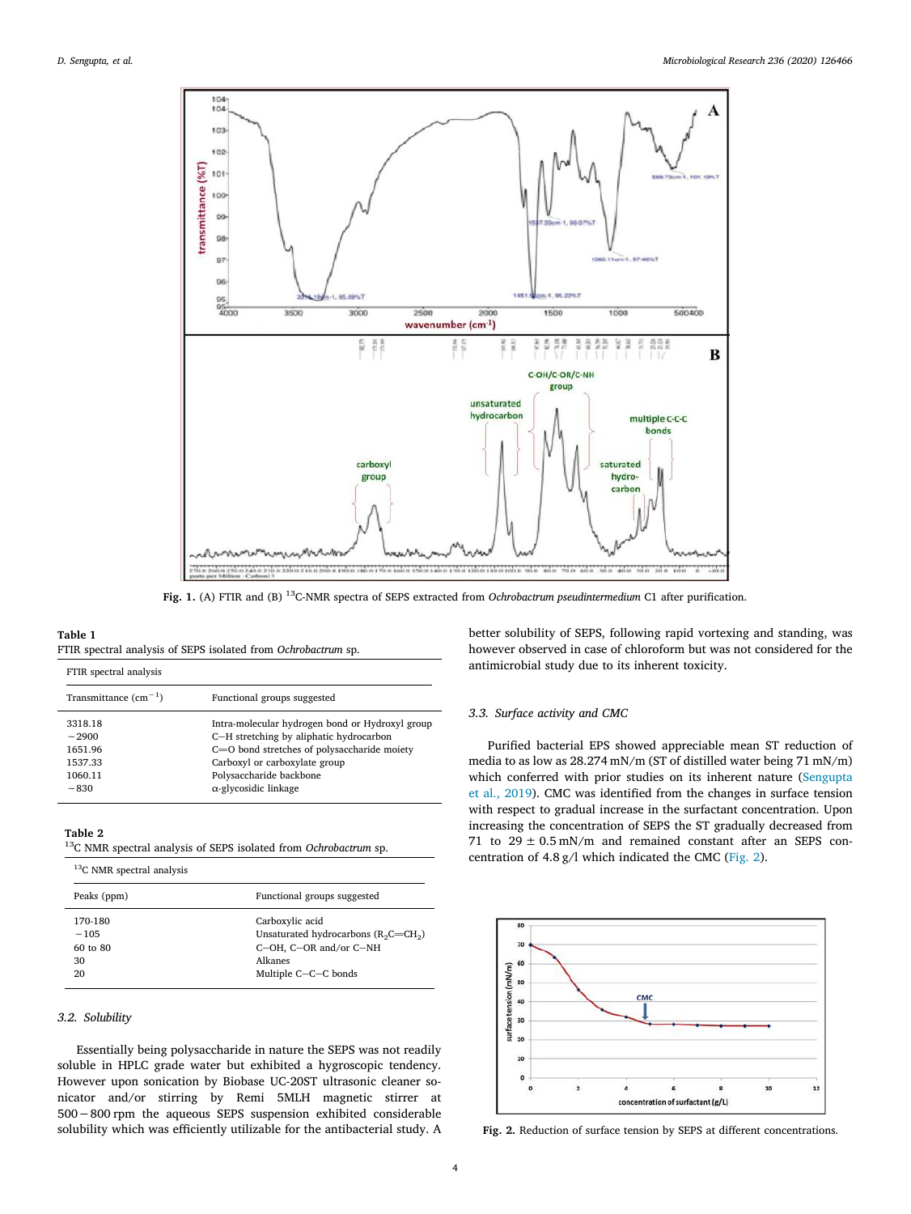Fig. 1. (A) FTIR and (B) $^{13}$C-NMR spectra of SEPS extracted from *Ochrobactrum pseudintermedium* C1 after purification.

**Table 1**
FTIR spectral analysis of SEPS isolated from *Ochrobactrum* sp.

| FTIR spectral analysis | |
|---|---|
| Transmittance ($cm^{-1}$) | Functional groups suggested |
| 3318.18 | Intra-molecular hydrogen bond or Hydroxyl group |
| ~2900 | C—H stretching by aliphatic hydrocarbon |
| 1651.96 | C═O bond stretches of polysaccharide moiety |
| 1537.33 | Carboxyl or carboxylate group |
| 1060.11 | Polysaccharide backbone |
| ~830 | α-glycosidic linkage |

**Table 2**
$^{13}$C NMR spectral analysis of SEPS isolated from *Ochrobactrum* sp.

| $^{13}$C NMR spectral analysis | |
|---|---|
| Peaks (ppm) | Functional groups suggested |
| 170-180 | Carboxylic acid |
| ~105 | Unsaturated hydrocarbons ($R_2C{=}CH_2$) |
| 60 to 80 | C—OH, C—OR and/or C—NH |
| 30 | Alkanes |
| 20 | Multiple C—C—C bonds |

### 3.2. Solubility

Essentially being polysaccharide in nature the SEPS was not readily soluble in HPLC grade water but exhibited a hygroscopic tendency. However upon sonication by Biobase UC-20ST ultrasonic cleaner sonicator and/or stirring by Remi 5MLH magnetic stirrer at 500 − 800 rpm the aqueous SEPS suspension exhibited considerable solubility which was efficiently utilizable for the antibacterial study. A better solubility of SEPS, following rapid vortexing and standing, was however observed in case of chloroform but was not considered for the antimicrobial study due to its inherent toxicity.

### 3.3. Surface activity and CMC

Purified bacterial EPS showed appreciable mean ST reduction of media to as low as 28.274 mN/m (ST of distilled water being 71 mN/m) which conferred with prior studies on its inherent nature (Sengupta et al., 2019). CMC was identified from the changes in surface tension with respect to gradual increase in the surfactant concentration. Upon increasing the concentration of SEPS the ST gradually decreased from 71 to 29 ± 0.5 mN/m and remained constant after an SEPS concentration of 4.8 g/l which indicated the CMC (Fig. 2).

Fig. 2. Reduction of surface tension by SEPS at different concentrations.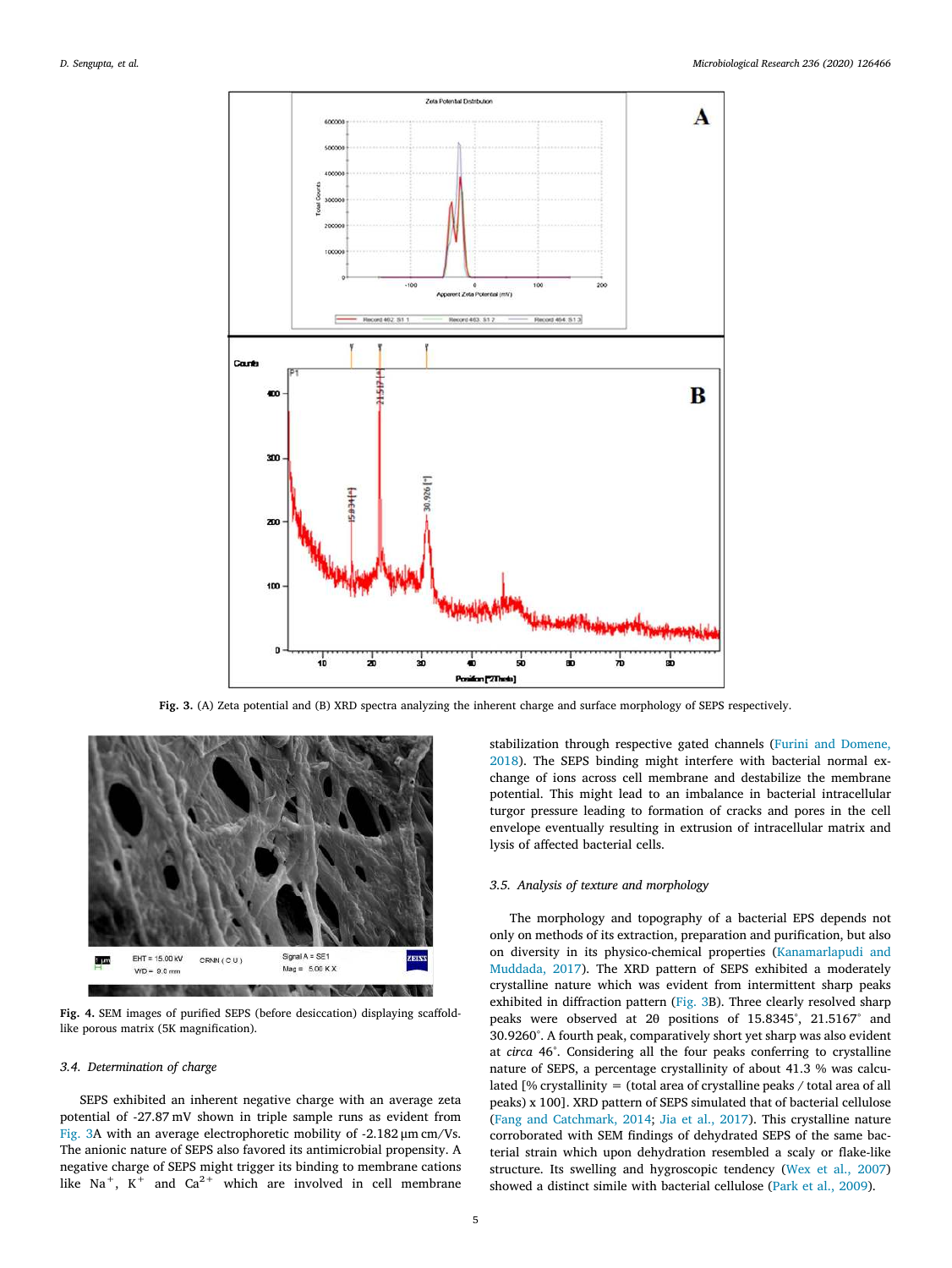**Fig. 3.** (A) Zeta potential and (B) XRD spectra analyzing the inherent charge and surface morphology of SEPS respectively.

**Fig. 4.** SEM images of purified SEPS (before desiccation) displaying scaffold-like porous matrix (5K magnification).

### 3.4. Determination of charge

SEPS exhibited an inherent negative charge with an average zeta potential of -27.87 mV shown in triple sample runs as evident from Fig. 3A with an average electrophoretic mobility of -2.182 μm cm/Vs. The anionic nature of SEPS also favored its antimicrobial propensity. A negative charge of SEPS might trigger its binding to membrane cations like $Na^{+}$, $K^{+}$ and $Ca^{2+}$ which are involved in cell membrane stabilization through respective gated channels (Furini and Domene, 2018). The SEPS binding might interfere with bacterial normal exchange of ions across cell membrane and destabilize the membrane potential. This might lead to an imbalance in bacterial intracellular turgor pressure leading to formation of cracks and pores in the cell envelope eventually resulting in extrusion of intracellular matrix and lysis of affected bacterial cells.

### 3.5. Analysis of texture and morphology

The morphology and topography of a bacterial EPS depends not only on methods of its extraction, preparation and purification, but also on diversity in its physico-chemical properties (Kanamarlapudi and Muddada, 2017). The XRD pattern of SEPS exhibited a moderately crystalline nature which was evident from intermittent sharp peaks exhibited in diffraction pattern (Fig. 3B). Three clearly resolved sharp peaks were observed at 2θ positions of 15.8345°, 21.5167° and 30.9260°. A fourth peak, comparatively short yet sharp was also evident at *circa* 46°. Considering all the four peaks conferring to crystalline nature of SEPS, a percentage crystallinity of about 41.3 % was calculated [% crystallinity = (total area of crystalline peaks / total area of all peaks) x 100]. XRD pattern of SEPS simulated that of bacterial cellulose (Fang and Catchmark, 2014; Jia et al., 2017). This crystalline nature corroborated with SEM findings of dehydrated SEPS of the same bacterial strain which upon dehydration resembled a scaly or flake-like structure. Its swelling and hygroscopic tendency (Wex et al., 2007) showed a distinct simile with bacterial cellulose (Park et al., 2009).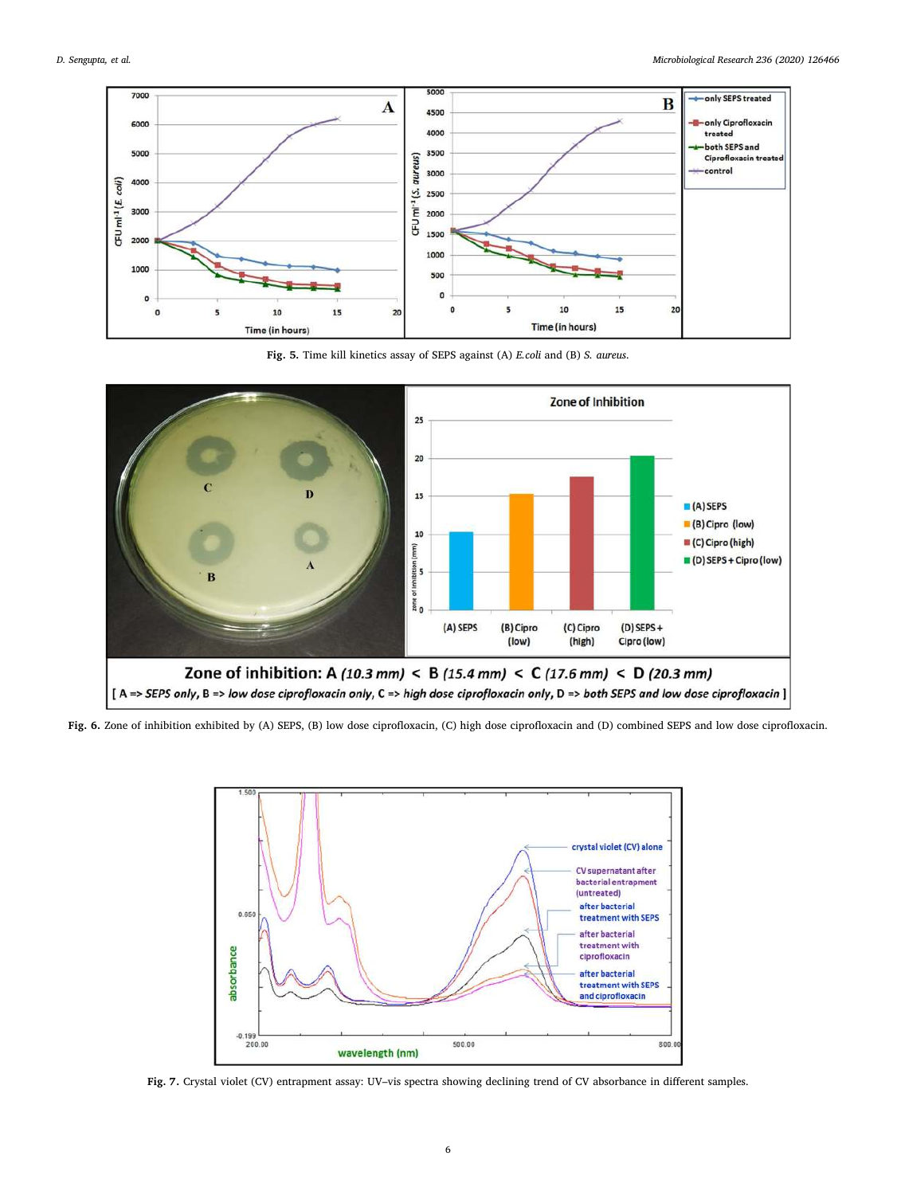Fig. 5. Time kill kinetics assay of SEPS against (A) *E.coli* and (B) *S. aureus*.

Fig. 6. Zone of inhibition exhibited by (A) SEPS, (B) low dose ciprofloxacin, (C) high dose ciprofloxacin and (D) combined SEPS and low dose ciprofloxacin.

Fig. 7. Crystal violet (CV) entrapment assay: UV–vis spectra showing declining trend of CV absorbance in different samples.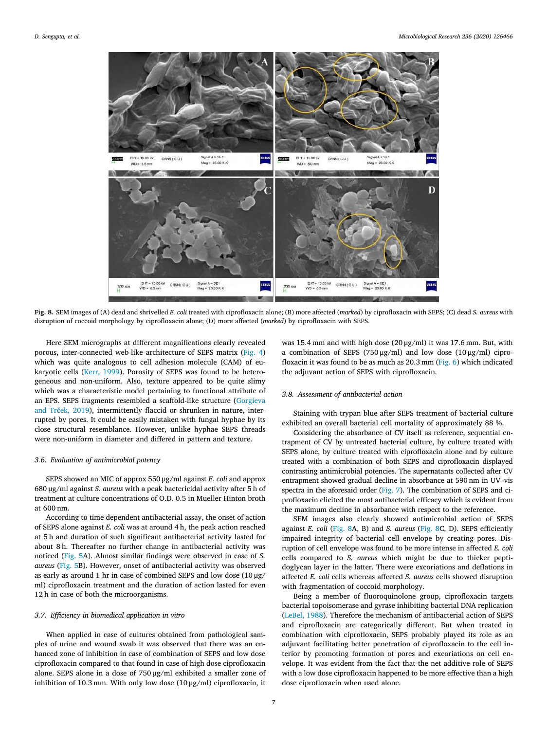Fig. 8. SEM images of (A) dead and shrivelled *E. coli* treated with ciprofloxacin alone; (B) more affected (*marked*) by ciprofloxacin with SEPS; (C) dead *S. aureus* with disruption of coccoid morphology by ciprofloxacin alone; (D) more affected (*marked*) by ciprofloxacin with SEPS.

Here SEM micrographs at different magnifications clearly revealed porous, inter-connected web-like architecture of SEPS matrix (Fig. 4) which was quite analogous to cell adhesion molecule (CAM) of eukaryotic cells (Kerr, 1999). Porosity of SEPS was found to be heterogeneous and non-uniform. Also, texture appeared to be quite slimy which was a characteristic model pertaining to functional attribute of an EPS. SEPS fragments resembled a scaffold-like structure (Gorgieva and Trček, 2019), intermittently flaccid or shrunken in nature, interrupted by pores. It could be easily mistaken with fungal hyphae by its close structural resemblance. However, unlike hyphae SEPS threads were non-uniform in diameter and differed in pattern and texture.

### 3.6. Evaluation of antimicrobial potency

SEPS showed an MIC of approx 550 μg/ml against *E. coli* and approx 680 μg/ml against *S. aureus* with a peak bactericidal activity after 5 h of treatment at culture concentrations of O.D. 0.5 in Mueller Hinton broth at 600 nm.

According to time dependent antibacterial assay, the onset of action of SEPS alone against *E. coli* was at around 4 h, the peak action reached at 5 h and duration of such significant antibacterial activity lasted for about 8 h. Thereafter no further change in antibacterial activity was noticed (Fig. 5A). Almost similar findings were observed in case of *S. aureus* (Fig. 5B). However, onset of antibacterial activity was observed as early as around 1 hr in case of combined SEPS and low dose (10 μg/ml) ciprofloxacin treatment and the duration of action lasted for even 12 h in case of both the microorganisms.

### 3.7. Efficiency in biomedical application in vitro

When applied in case of cultures obtained from pathological samples of urine and wound swab it was observed that there was an enhanced zone of inhibition in case of combination of SEPS and low dose ciprofloxacin compared to that found in case of high dose ciprofloxacin alone. SEPS alone in a dose of 750 μg/ml exhibited a smaller zone of inhibition of 10.3 mm. With only low dose (10 μg/ml) ciprofloxacin, it was 15.4 mm and with high dose (20 μg/ml) it was 17.6 mm. But, with a combination of SEPS (750 μg/ml) and low dose (10 μg/ml) ciprofloxacin it was found to be as much as 20.3 mm (Fig. 6) which indicated the adjuvant action of SEPS with ciprofloxacin.

### 3.8. Assessment of antibacterial action

Staining with trypan blue after SEPS treatment of bacterial culture exhibited an overall bacterial cell mortality of approximately 88 %.

Considering the absorbance of CV itself as reference, sequential entrapment of CV by untreated bacterial culture, by culture treated with SEPS alone, by culture treated with ciprofloxacin alone and by culture treated with a combination of both SEPS and ciprofloxacin displayed contrasting antimicrobial potencies. The supernatants collected after CV entrapment showed gradual decline in absorbance at 590 nm in UV–vis spectra in the aforesaid order (Fig. 7). The combination of SEPS and ciprofloxacin elicited the most antibacterial efficacy which is evident from the maximum decline in absorbance with respect to the reference.

SEM images also clearly showed antimicrobial action of SEPS against *E. coli* (Fig. 8A, B) and *S. aureus* (Fig. 8C, D). SEPS efficiently impaired integrity of bacterial cell envelope by creating pores. Disruption of cell envelope was found to be more intense in affected *E. coli* cells compared to *S. aureus* which might be due to thicker peptidoglycan layer in the latter. There were excoriations and deflations in affected *E. coli* cells whereas affected *S. aureus* cells showed disruption with fragmentation of coccoid morphology.

Being a member of fluoroquinolone group, ciprofloxacin targets bacterial topoisomerase and gyrase inhibiting bacterial DNA replication (LeBel, 1988). Therefore the mechanism of antibacterial action of SEPS and ciprofloxacin are categorically different. But when treated in combination with ciprofloxacin, SEPS probably played its role as an adjuvant facilitating better penetration of ciprofloxacin to the cell interior by promoting formation of pores and excoriations on cell envelope. It was evident from the fact that the net additive role of SEPS with a low dose ciprofloxacin happened to be more effective than a high dose ciprofloxacin when used alone.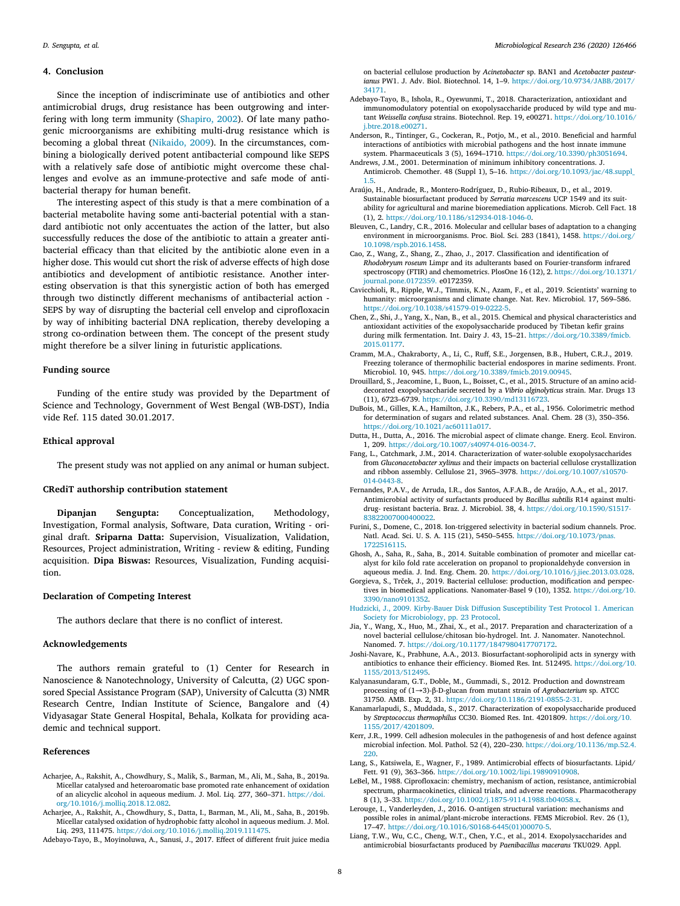## 4. Conclusion

Since the inception of indiscriminate use of antibiotics and other antimicrobial drugs, drug resistance has been outgrowing and interfering with long term immunity (Shapiro, 2002). Of late many pathogenic microorganisms are exhibiting multi-drug resistance which is becoming a global threat (Nikaido, 2009). In the circumstances, combining a biologically derived potent antibacterial compound like SEPS with a relatively safe dose of antibiotic might overcome these challenges and evolve as an immune-protective and safe mode of antibacterial therapy for human benefit.

The interesting aspect of this study is that a mere combination of a bacterial metabolite having some anti-bacterial potential with a standard antibiotic not only accentuates the action of the latter, but also successfully reduces the dose of the antibiotic to attain a greater antibacterial efficacy than that elicited by the antibiotic alone even in a higher dose. This would cut short the risk of adverse effects of high dose antibiotics and development of antibiotic resistance. Another interesting observation is that this synergistic action of both has emerged through two distinctly different mechanisms of antibacterial action - SEPS by way of disrupting the bacterial cell envelop and ciprofloxacin by way of inhibiting bacterial DNA replication, thereby developing a strong co-ordination between them. The concept of the present study might therefore be a silver lining in futuristic applications.

## Funding source

Funding of the entire study was provided by the Department of Science and Technology, Government of West Bengal (WB-DST), India vide Ref. 115 dated 30.01.2017.

## Ethical approval

The present study was not applied on any animal or human subject.

## CRediT authorship contribution statement

**Dipanjan Sengupta:** Conceptualization, Methodology, Investigation, Formal analysis, Software, Data curation, Writing - original draft. **Sriparna Datta:** Supervision, Visualization, Validation, Resources, Project administration, Writing - review & editing, Funding acquisition. **Dipa Biswas:** Resources, Visualization, Funding acquisition.

## Declaration of Competing Interest

The authors declare that there is no conflict of interest.

## Acknowledgements

The authors remain grateful to (1) Center for Research in Nanoscience & Nanotechnology, University of Calcutta, (2) UGC sponsored Special Assistance Program (SAP), University of Calcutta (3) NMR Research Centre, Indian Institute of Science, Bangalore and (4) Vidyasagar State General Hospital, Behala, Kolkata for providing academic and technical support.

## References

Acharjee, A., Rakshit, A., Chowdhury, S., Malik, S., Barman, M., Ali, M., Saha, B., 2019a. Micellar catalysed and heteroaromatic base promoted rate enhancement of oxidation of an alicyclic alcohol in aqueous medium. J. Mol. Liq. 277, 360–371. https://doi.org/10.1016/j.molliq.2018.12.082.

Acharjee, A., Rakshit, A., Chowdhury, S., Datta, I., Barman, M., Ali, M., Saha, B., 2019b. Micellar catalysed oxidation of hydrophobic fatty alcohol in aqueous medium. J. Mol. Liq. 293, 111475. https://doi.org/10.1016/j.molliq.2019.111475.

Adebayo-Tayo, B., Moyinoluwa, A., Sanusi, J., 2017. Effect of different fruit juice media on bacterial cellulose production by *Acinetobacter* sp. BAN1 and *Acetobacter pasteurianus* PW1. J. Adv. Biol. Biotechnol. 14, 1–9. https://doi.org/10.9734/JABB/2017/34171.

Adebayo-Tayo, B., Ishola, R., Oyewunmi, T., 2018. Characterization, antioxidant and immunomodulatory potential on exopolysaccharide produced by wild type and mutant *Weissella confusa* strains. Biotechnol. Rep. 19, e00271. https://doi.org/10.1016/j.btre.2018.e00271.

Anderson, R., Tintinger, G., Cockeran, R., Potjo, M., et al., 2010. Beneficial and harmful interactions of antibiotics with microbial pathogens and the host innate immune system. Pharmaceuticals 3 (5), 1694–1710. https://doi.org/10.3390/ph3051694.

Andrews, J.M., 2001. Determination of minimum inhibitory concentrations. J. Antimicrob. Chemother. 48 (Suppl 1), 5–16. https://doi.org/10.1093/jac/48.suppl_1.5.

Araújo, H., Andrade, R., Montero-Rodríguez, D., Rubio-Ribeaux, D., et al., 2019. Sustainable biosurfactant produced by *Serratia marcescens* UCP 1549 and its suitability for agricultural and marine bioremediation applications. Microb. Cell Fact. 18 (1), 2. https://doi.org/10.1186/s12934-018-1046-0.

Bleuven, C., Landry, C.R., 2016. Molecular and cellular bases of adaptation to a changing environment in microorganisms. Proc. Biol. Sci. 283 (1841), 1458. https://doi.org/10.1098/rspb.2016.1458.

Cao, Z., Wang, Z., Shang, Z., Zhao, J., 2017. Classification and identification of *Rhodobryum roseum* Limpr and its adulterants based on Fourier-transform infrared spectroscopy (FTIR) and chemometrics. PlosOne 16 (12), 2. https://doi.org/10.1371/journal.pone.0172359. e0172359.

Cavicchioli, R., Ripple, W.J., Timmis, K.N., Azam, F., et al., 2019. Scientists' warning to humanity: microorganisms and climate change. Nat. Rev. Microbiol. 17, 569–586. https://doi.org/10.1038/s41579-019-0222-5.

Chen, Z., Shi, J., Yang, X., Nan, B., et al., 2015. Chemical and physical characteristics and antioxidant activities of the exopolysaccharide produced by Tibetan kefir grains during milk fermentation. Int. Dairy J. 43, 15–21. https://doi.org/10.3389/fmicb.2015.01177.

Cramm, M.A., Chakraborty, A., Li, C., Ruff, S.E., Jorgensen, B.B., Hubert, C.R.J., 2019. Freezing tolerance of thermophilic bacterial endospores in marine sediments. Front. Microbiol. 10, 945. https://doi.org/10.3389/fmicb.2019.00945.

Drouillard, S., Jeacomine, I., Buon, L., Boisset, C., et al., 2015. Structure of an amino acid-decorated exopolysaccharide secreted by a *Vibrio alginolyticus* strain. Mar. Drugs 13 (11), 6723–6739. https://doi.org/10.3390/md13116723.

DuBois, M., Gilles, K.A., Hamilton, J.K., Rebers, P.A., et al., 1956. Colorimetric method for determination of sugars and related substances. Anal. Chem. 28 (3), 350–356. https://doi.org/10.1021/ac60111a017.

Dutta, H., Dutta, A., 2016. The microbial aspect of climate change. Energ. Ecol. Environ. 1, 209. https://doi.org/10.1007/s40974-016-0034-7.

Fang, L., Catchmark, J.M., 2014. Characterization of water-soluble exopolysaccharides from *Gluconacetobacter xylinus* and their impacts on bacterial cellulose crystallization and ribbon assembly. Cellulose 21, 3965–3978. https://doi.org/10.1007/s10570-014-0443-8.

Fernandes, P.A.V., de Arruda, I.R., dos Santos, A.F.A.B., de Araújo, A.A., et al., 2017. Antimicrobial activity of surfactants produced by *Bacillus subtilis* R14 against multidrug- resistant bacteria. Braz. J. Microbiol. 38, 4. https://doi.org/10.1590/S1517-83822007000400022.

Furini, S., Domene, C., 2018. Ion-triggered selectivity in bacterial sodium channels. Proc. Natl. Acad. Sci. U. S. A. 115 (21), 5450–5455. https://doi.org/10.1073/pnas.1722516115.

Ghosh, A., Saha, R., Saha, B., 2014. Suitable combination of promoter and micellar catalyst for kilo fold rate acceleration on propanol to propionaldehyde conversion in aqueous media. J. Ind. Eng. Chem. 20. https://doi.org/10.1016/j.jiec.2013.03.028.

Gorgieva, S., Trček, J., 2019. Bacterial cellulose: production, modification and perspectives in biomedical applications. Nanomater-Basel 9 (10), 1352. https://doi.org/10.3390/nano9101352.

Hudzicki, J., 2009. Kirby-Bauer Disk Diffusion Susceptibility Test Protocol 1. American Society for Microbiology, pp. 23 Protocol.

Jia, Y., Wang, X., Huo, M., Zhai, X., et al., 2017. Preparation and characterization of a novel bacterial cellulose/chitosan bio-hydrogel. Int. J. Nanomater. Nanotechnol. Nanomed. 7. https://doi.org/10.1177/1847980417707172.

Joshi-Navare, K., Prabhune, A.A., 2013. Biosurfactant-sophorolipid acts in synergy with antibiotics to enhance their efficiency. Biomed Res. Int. 512495. https://doi.org/10.1155/2013/512495.

Kalyanasundaram, G.T., Doble, M., Gummadi, S., 2012. Production and downstream processing of (1→3)-β-D-glucan from mutant strain of *Agrobacterium* sp. ATCC 31750. AMB. Exp. 2, 31. https://doi.org/10.1186/2191-0855-2-31.

Kanamarlapudi, S., Muddada, S., 2017. Characterization of exopolysaccharide produced by *Streptococcus thermophilus* CC30. Biomed Res. Int. 4201809. https://doi.org/10.1155/2017/4201809.

Kerr, J.R., 1999. Cell adhesion molecules in the pathogenesis of and host defence against microbial infection. Mol. Pathol. 52 (4), 220–230. https://doi.org/10.1136/mp.52.4.220.

Lang, S., Katsiwela, E., Wagner, F., 1989. Antimicrobial effects of biosurfactants. Lipid/Fett. 91 (9), 363–366. https://doi.org/10.1002/lipi.19890910908.

LeBel, M., 1988. Ciprofloxacin: chemistry, mechanism of action, resistance, antimicrobial spectrum, pharmacokinetics, clinical trials, and adverse reactions. Pharmacotherapy 8 (1), 3–33. https://doi.org/10.1002/j.1875-9114.1988.tb04058.x.

Lerouge, I., Vanderleyden, J., 2016. O-antigen structural variation: mechanisms and possible roles in animal/plant-microbe interactions. FEMS Microbiol. Rev. 26 (1), 17–47. https://doi.org/10.1016/S0168-6445(01)00070-5.

Liang, T.W., Wu, C.C., Cheng, W.T., Chen, Y.C., et al., 2014. Exopolysaccharides and antimicrobial biosurfactants produced by *Paenibacillus macerans* TKU029. Appl.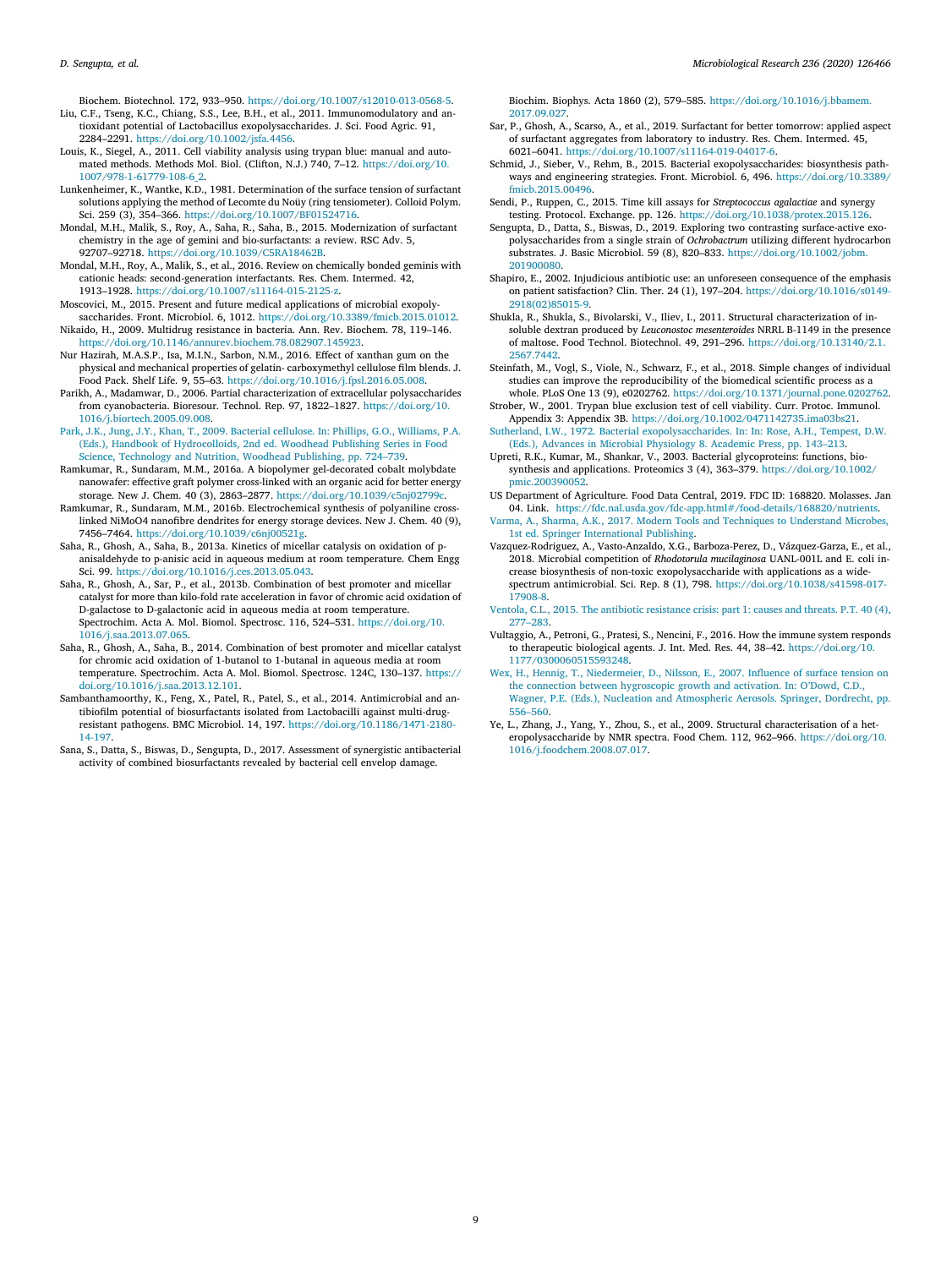Biochem. Biotechnol. 172, 933–950. https://doi.org/10.1007/s12010-013-0568-5.

Liu, C.F., Tseng, K.C., Chiang, S.S., Lee, B.H., et al., 2011. Immunomodulatory and antioxidant potential of Lactobacillus exopolysaccharides. J. Sci. Food Agric. 91, 2284–2291. https://doi.org/10.1002/jsfa.4456.

Louis, K., Siegel, A., 2011. Cell viability analysis using trypan blue: manual and automated methods. Methods Mol. Biol. (Clifton, N.J.) 740, 7–12. https://doi.org/10.1007/978-1-61779-108-6_2.

Lunkenheimer, K., Wantke, K.D., 1981. Determination of the surface tension of surfactant solutions applying the method of Lecomte du Noüy (ring tensiometer). Colloid Polym. Sci. 259 (3), 354–366. https://doi.org/10.1007/BF01524716.

Mondal, M.H., Malik, S., Roy, A., Saha, R., Saha, B., 2015. Modernization of surfactant chemistry in the age of gemini and bio-surfactants: a review. RSC Adv. 5, 92707–92718. https://doi.org/10.1039/C5RA18462B.

Mondal, M.H., Roy, A., Malik, S., et al., 2016. Review on chemically bonded geminis with cationic heads: second-generation interfactants. Res. Chem. Intermed. 42, 1913–1928. https://doi.org/10.1007/s11164-015-2125-z.

Moscovici, M., 2015. Present and future medical applications of microbial exopolysaccharides. Front. Microbiol. 6, 1012. https://doi.org/10.3389/fmicb.2015.01012.

Nikaido, H., 2009. Multidrug resistance in bacteria. Ann. Rev. Biochem. 78, 119–146. https://doi.org/10.1146/annurev.biochem.78.082907.145923.

Nur Hazirah, M.A.S.P., Isa, M.I.N., Sarbon, N.M., 2016. Effect of xanthan gum on the physical and mechanical properties of gelatin- carboxymethyl cellulose film blends. J. Food Pack. Shelf Life. 9, 55–63. https://doi.org/10.1016/j.fpsl.2016.05.008.

Parikh, A., Madamwar, D., 2006. Partial characterization of extracellular polysaccharides from cyanobacteria. Bioresour. Technol. Rep. 97, 1822–1827. https://doi.org/10.1016/j.biortech.2005.09.008.

Park, J.K., Jung, J.Y., Khan, T., 2009. Bacterial cellulose. In: Phillips, G.O., Williams, P.A. (Eds.), Handbook of Hydrocolloids, 2nd ed. Woodhead Publishing Series in Food Science, Technology and Nutrition, Woodhead Publishing, pp. 724–739.

Ramkumar, R., Sundaram, M.M., 2016a. A biopolymer gel-decorated cobalt molybdate nanowafer: effective graft polymer cross-linked with an organic acid for better energy storage. New J. Chem. 40 (3), 2863–2877. https://doi.org/10.1039/c5nj02799c.

Ramkumar, R., Sundaram, M.M., 2016b. Electrochemical synthesis of polyaniline cross-linked NiMoO4 nanofibre dendrites for energy storage devices. New J. Chem. 40 (9), 7456–7464. https://doi.org/10.1039/c6nj00521g.

Saha, R., Ghosh, A., Saha, B., 2013a. Kinetics of micellar catalysis on oxidation of p-anisaldehyde to p-anisic acid in aqueous medium at room temperature. Chem Engg Sci. 99. https://doi.org/10.1016/j.ces.2013.05.043.

Saha, R., Ghosh, A., Sar, P., et al., 2013b. Combination of best promoter and micellar catalyst for more than kilo-fold rate acceleration in favor of chromic acid oxidation of D-galactose to D-galactonic acid in aqueous media at room temperature. Spectrochim. Acta A. Mol. Biomol. Spectrosc. 116, 524–531. https://doi.org/10.1016/j.saa.2013.07.065.

Saha, R., Ghosh, A., Saha, B., 2014. Combination of best promoter and micellar catalyst for chromic acid oxidation of 1-butanol to 1-butanal in aqueous media at room temperature. Spectrochim. Acta A. Mol. Biomol. Spectrosc. 124C, 130–137. https://doi.org/10.1016/j.saa.2013.12.101.

Sambanthamoorthy, K., Feng, X., Patel, R., Patel, S., et al., 2014. Antimicrobial and antibiofilm potential of biosurfactants isolated from Lactobacilli against multi-drug-resistant pathogens. BMC Microbiol. 14, 197. https://doi.org/10.1186/1471-2180-14-197.

Sana, S., Datta, S., Biswas, D., Sengupta, D., 2017. Assessment of synergistic antibacterial activity of combined biosurfactants revealed by bacterial cell envelop damage. Biochim. Biophys. Acta 1860 (2), 579–585. https://doi.org/10.1016/j.bbamem.2017.09.027.

Sar, P., Ghosh, A., Scarso, A., et al., 2019. Surfactant for better tomorrow: applied aspect of surfactant aggregates from laboratory to industry. Res. Chem. Intermed. 45, 6021–6041. https://doi.org/10.1007/s11164-019-04017-6.

Schmid, J., Sieber, V., Rehm, B., 2015. Bacterial exopolysaccharides: biosynthesis pathways and engineering strategies. Front. Microbiol. 6, 496. https://doi.org/10.3389/fmicb.2015.00496.

Sendi, P., Ruppen, C., 2015. Time kill assays for *Streptococcus agalactiae* and synergy testing. Protocol. Exchange. pp. 126. https://doi.org/10.1038/protex.2015.126.

Sengupta, D., Datta, S., Biswas, D., 2019. Exploring two contrasting surface-active exopolysaccharides from a single strain of *Ochrobactrum* utilizing different hydrocarbon substrates. J. Basic Microbiol. 59 (8), 820–833. https://doi.org/10.1002/jobm.201900080.

Shapiro, E., 2002. Injudicious antibiotic use: an unforeseen consequence of the emphasis on patient satisfaction? Clin. Ther. 24 (1), 197–204. https://doi.org/10.1016/s0149-2918(02)85015-9.

Shukla, R., Shukla, S., Bivolarski, V., Iliev, I., 2011. Structural characterization of insoluble dextran produced by *Leuconostoc mesenteroides* NRRL B-1149 in the presence of maltose. Food Technol. Biotechnol. 49, 291–296. https://doi.org/10.13140/2.1.2567.7442.

Steinfath, M., Vogl, S., Viole, N., Schwarz, F., et al., 2018. Simple changes of individual studies can improve the reproducibility of the biomedical scientific process as a whole. PLoS One 13 (9), e0202762. https://doi.org/10.1371/journal.pone.0202762.

Strober, W., 2001. Trypan blue exclusion test of cell viability. Curr. Protoc. Immunol. Appendix 3: Appendix 3B. https://doi.org/10.1002/0471142735.ima03bs21.

Sutherland, I.W., 1972. Bacterial exopolysaccharides. In: In: Rose, A.H., Tempest, D.W. (Eds.), Advances in Microbial Physiology 8. Academic Press, pp. 143–213.

Upreti, R.K., Kumar, M., Shankar, V., 2003. Bacterial glycoproteins: functions, biosynthesis and applications. Proteomics 3 (4), 363–379. https://doi.org/10.1002/pmic.200390052.

US Department of Agriculture. Food Data Central, 2019. FDC ID: 168820. Molasses. Jan 04. Link. https://fdc.nal.usda.gov/fdc-app.html#/food-details/168820/nutrients.

Varma, A., Sharma, A.K., 2017. Modern Tools and Techniques to Understand Microbes, 1st ed. Springer International Publishing.

Vazquez-Rodriguez, A., Vasto-Anzaldo, X.G., Barboza-Perez, D., Vázquez-Garza, E., et al., 2018. Microbial competition of *Rhodotorula mucilaginosa* UANL-001L and E. coli increase biosynthesis of non-toxic exopolysaccharide with applications as a wide-spectrum antimicrobial. Sci. Rep. 8 (1), 798. https://doi.org/10.1038/s41598-017-17908-8.

Ventola, C.L., 2015. The antibiotic resistance crisis: part 1: causes and threats. P.T. 40 (4), 277–283.

Vultaggio, A., Petroni, G., Pratesi, S., Nencini, F., 2016. How the immune system responds to therapeutic biological agents. J. Int. Med. Res. 44, 38–42. https://doi.org/10.1177/0300060515593248.

Wex, H., Hennig, T., Niedermeier, D., Nilsson, E., 2007. Influence of surface tension on the connection between hygroscopic growth and activation. In: O'Dowd, C.D., Wagner, P.E. (Eds.), Nucleation and Atmospheric Aerosols. Springer, Dordrecht, pp. 556–560.

Ye, L., Zhang, J., Yang, Y., Zhou, S., et al., 2009. Structural characterisation of a heteropolysaccharide by NMR spectra. Food Chem. 112, 962–966. https://doi.org/10.1016/j.foodchem.2008.07.017.